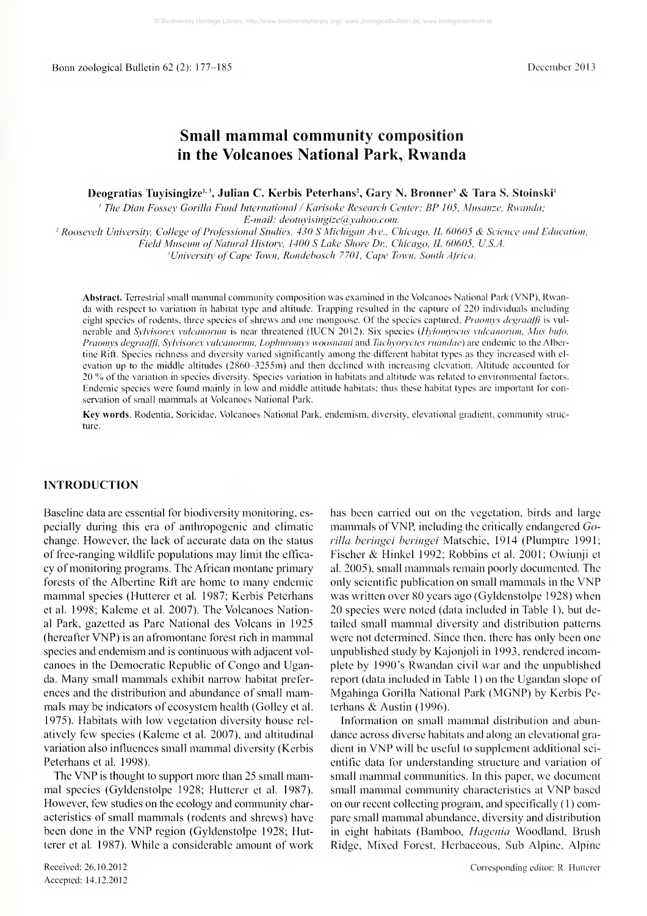# Small mammal community composition in the Volcanoes National Park, Rwanda

**Deogratias Tuyisingize[1,3], Julian C. Kerbis Peterhans[2], Gary N. Bronner[3] & Tara S. Stoinski[1]**

[1] *The Dian Fossey Gorilla Fund International / Karisoke Research Center; BP 105, Musanze, Rwanda; E-mail: deotuyisingize@yahoo.com.*

[2] *Roosevelt University, College of Professional Studies, 430 S Michigan Ave., Chicago, IL 60605 & Science and Education, Field Museum of Natural History, 1400 S Lake Shore Dr., Chicago, IL 60605, U.S.A.*

[3] *University of Cape Town, Rondebosch 7701, Cape Town, South Africa.*

**Abstract.** Terrestrial small mammal community composition was examined in the Volcanoes National Park (VNP), Rwanda with respect to variation in habitat type and altitude. Trapping resulted in the capture of 220 individuals including eight species of rodents, three species of shrews and one mongoose. Of the species captured, *Praomys degraaffi* is vulnerable and *Sylvisorex vulcanorum* is near threatened (IUCN 2012). Six species (*Hylomyscus vulcanorum, Mus bufo, Praomys degraaffi, Sylvisorex vulcanorum, Lophuromys woosnami* and *Tachyoryctes ruandae*) are endemic to the Albertine Rift. Species richness and diversity varied significantly among the different habitat types as they increased with elevation up to the middle altitudes (2860–3255m) and then declined with increasing elevation. Altitude accounted for 20 % of the variation in species diversity. Species variation in habitats and altitude was related to environmental factors. Endemic species were found mainly in low and middle attitude habitats; thus these habitat types are important for conservation of small mammals at Volcanoes National Park.

**Key words.** Rodentia, Soricidae, Volcanoes National Park, endemism, diversity, elevational gradient, community structure.

## INTRODUCTION

Baseline data are essential for biodiversity monitoring, especially during this era of anthropogenic and climatic change. However, the lack of accurate data on the status of free-ranging wildlife populations may limit the efficacy of monitoring programs. The African montane primary forests of the Albertine Rift are home to many endemic mammal species (Hutterer et al. 1987; Kerbis Peterhans et al. 1998; Kaleme et al. 2007). The Volcanoes National Park, gazetted as Parc National des Volcans in 1925 (hereafter VNP) is an afromontane forest rich in mammal species and endemism and is continuous with adjacent volcanoes in the Democratic Republic of Congo and Uganda. Many small mammals exhibit narrow habitat preferences and the distribution and abundance of small mammals may be indicators of ecosystem health (Golley et al. 1975). Habitats with low vegetation diversity house relatively few species (Kaleme et al. 2007), and altitudinal variation also influences small mammal diversity (Kerbis Peterhans et al. 1998).

The VNP is thought to support more than 25 small mammal species (Gyldenstolpe 1928; Hutterer et al. 1987). However, few studies on the ecology and community characteristics of small mammals (rodents and shrews) have been done in the VNP region (Gyldenstolpe 1928; Hutterer et al. 1987). While a considerable amount of work has been carried out on the vegetation, birds and large mammals of VNP, including the critically endangered *Gorilla beringei beringei* Matschie, 1914 (Plumptre 1991; Fischer & Hinkel 1992; Robbins et al. 2001; Owiunji et al. 2005), small mammals remain poorly documented. The only scientific publication on small mammals in the VNP was written over 80 years ago (Gyldenstolpe 1928) when 20 species were noted (data included in Table 1), but detailed small mammal diversity and distribution patterns were not determined. Since then, there has only been one unpublished study by Kajonjoli in 1993, rendered incomplete by 1990's Rwandan civil war and the unpublished report (data included in Table 1) on the Ugandan slope of Mgahinga Gorilla National Park (MGNP) by Kerbis Peterhans & Austin (1996).

Information on small mammal distribution and abundance across diverse habitats and along an elevational gradient in VNP will be useful to supplement additional scientific data for understanding structure and variation of small mammal communities. In this paper, we document small mammal community characteristics at VNP based on our recent collecting program, and specifically (1) compare small mammal abundance, diversity and distribution in eight habitats (Bamboo, *Hagenia* Woodland, Brush Ridge, Mixed Forest, Herbaceous, Sub Alpine, Alpine

Received: 26.10.2012
Accepted: 14.12.2012

Corresponding editor: R. Hutterer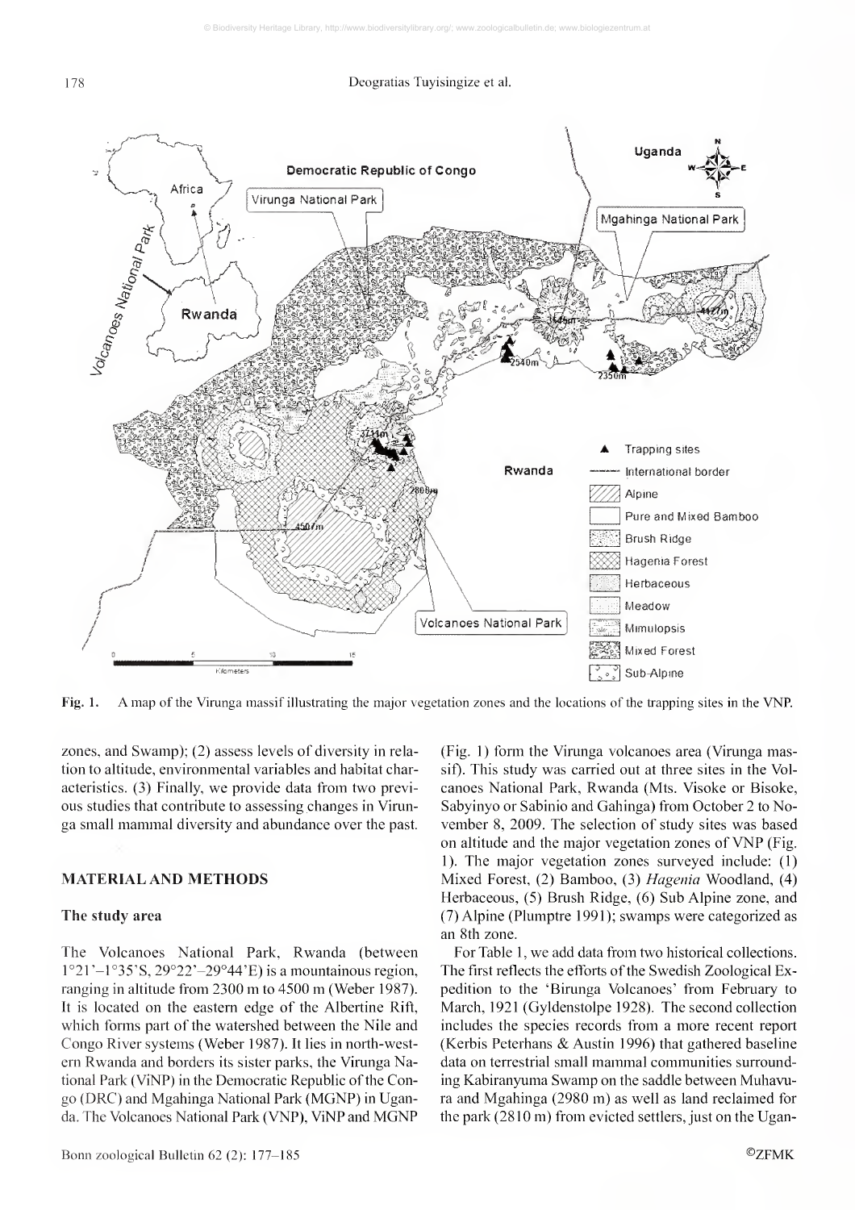Fig. 1. A map of the Virunga massif illustrating the major vegetation zones and the locations of the trapping sites in the VNP.

zones, and Swamp); (2) assess levels of diversity in relation to altitude, environmental variables and habitat characteristics. (3) Finally, we provide data from two previous studies that contribute to assessing changes in Virunga small mammal diversity and abundance over the past.

## MATERIAL AND METHODS

### The study area

The Volcanoes National Park, Rwanda (between 1°21'–1°35'S, 29°22'–29°44'E) is a mountainous region, ranging in altitude from 2300 m to 4500 m (Weber 1987). It is located on the eastern edge of the Albertine Rift, which forms part of the watershed between the Nile and Congo River systems (Weber 1987). It lies in north-western Rwanda and borders its sister parks, the Virunga National Park (ViNP) in the Democratic Republic of the Congo (DRC) and Mgahinga National Park (MGNP) in Uganda. The Volcanoes National Park (VNP), ViNP and MGNP (Fig. 1) form the Virunga volcanoes area (Virunga massif). This study was carried out at three sites in the Volcanoes National Park, Rwanda (Mts. Visoke or Bisoke, Sabyinyo or Sabinio and Gahinga) from October 2 to November 8, 2009. The selection of study sites was based on altitude and the major vegetation zones of VNP (Fig. 1). The major vegetation zones surveyed include: (1) Mixed Forest, (2) Bamboo, (3) *Hagenia* Woodland, (4) Herbaceous, (5) Brush Ridge, (6) Sub Alpine zone, and (7) Alpine (Plumptre 1991); swamps were categorized as an 8th zone.

For Table 1, we add data from two historical collections. The first reflects the efforts of the Swedish Zoological Expedition to the 'Birunga Volcanoes' from February to March, 1921 (Gyldenstolpe 1928). The second collection includes the species records from a more recent report (Kerbis Peterhans & Austin 1996) that gathered baseline data on terrestrial small mammal communities surrounding Kabiranyuma Swamp on the saddle between Muhavura and Mgahinga (2980 m) as well as land reclaimed for the park (2810 m) from evicted settlers, just on the Ugan-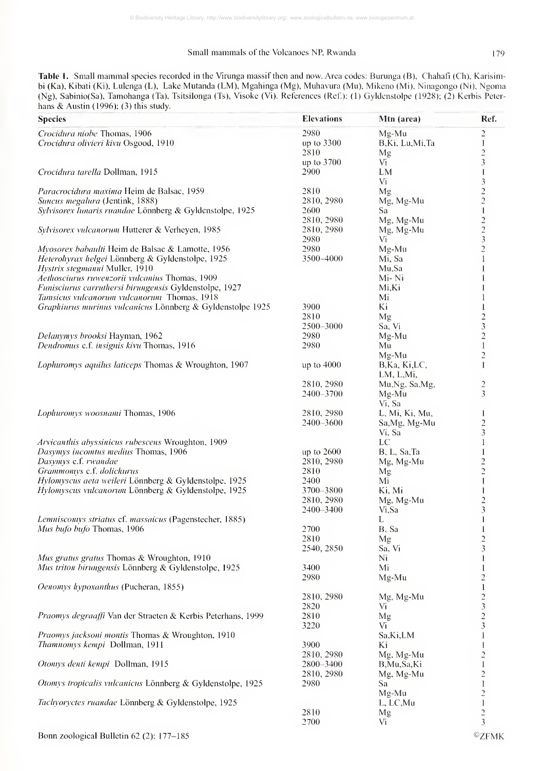**Table 1.** Small mammal species recorded in the Virunga massif then and now. Area codes: Burunga (B), Chahafi (Ch), Karisimbi (Ka), Kibati (Ki), Lulenga (L), Lake Mutanda (LM), Mgahinga (Mg), Muhavura (Mu), Mikeno (Mi), Ninagongo (Ni), Ngoma (Ng), Sabinio(Sa), Tamohanga (Ta), Tsitsilonga (Ts), Visoke (Vi). References (Ref.): (1) Gyldenstolpe (1928); (2) Kerbis Peterhans & Austin (1996); (3) this study.

| Species | Elevations | Mtn (area) | Ref. |
|---|---|---|---|
| *Crocidura niobe* Thomas, 1906 | 2980 | Mg-Mu | 2 |
| *Crocidura olivieri kivu* Osgood, 1910 | up to 3300 | B,Ki, Lu,Mi,Ta | 1 |
| | 2810 | Mg | 2 |
| | up to 3700 | Vi | 3 |
| *Crocidura tarella* Dollman, 1915 | 2900 | LM | 1 |
| | | Vi | 3 |
| *Paracrocidura maxima* Heim de Balsac, 1959 | 2810 | Mg | 2 |
| *Suncus megalura* (Jentink, 1888) | 2810, 2980 | Mg, Mg-Mu | 2 |
| *Sylvisorex lunaris ruandae* Lönnberg & Gyldenstolpe, 1925 | 2600 | Sa | 1 |
| | 2810, 2980 | Mg, Mg-Mu | 2 |
| *Sylvisorex vulcanorum* Hutterer & Verheyen, 1985 | 2810, 2980 | Mg, Mg-Mu | 2 |
| | 2980 | Vi | 3 |
| *Myosorex babaulti* Heim de Balsac & Lamotte, 1956 | 2980 | Mg-Mu | 2 |
| *Heterohyrax helgei* Lönnberg & Gyldenstolpe, 1925 | 3500–4000 | Mi, Sa | 1 |
| *Hystrix stegmanni* Muller, 1910 | | Mu,Sa | 1 |
| *Aethosciurus ruwenzorii vulcanius* Thomas, 1909 | | Mi- Ni | 1 |
| *Funisciurus carruthersi birungensis* Gyldenstolpe, 1927 | | Mi,Ki | 1 |
| *Tamsicus vulcanorum vulcanorum* Thomas, 1918 | | Mi | 1 |
| *Graphiurus murinus vulcanicus* Lönnberg & Gyldenstolpe 1925 | 3900 | Ki | 1 |
| | 2810 | Mg | 2 |
| | 2500–3000 | Sa, Vi | 3 |
| *Delanymys brooksi* Hayman, 1962 | 2980 | Mg-Mu | 2 |
| *Dendromus* c.f. *insignis kivu* Thomas, 1916 | 2980 | Mu | 1 |
| | | Mg-Mu | 2 |
| *Lophuromys aquilus laticeps* Thomas & Wroughton, 1907 | up to 4000 | B,Ka, Ki,LC, LM, L,Mi, | 1 |
| | 2810, 2980 | Mu,Ng, Sa,Mg, | 2 |
| | 2400–3700 | Mg-Mu Vi, Sa | 3 |
| *Lophuromys woosnami* Thomas, 1906 | 2810, 2980 | L, Mi, Ki, Mu, | 1 |
| | 2400–3600 | Sa,Mg, Mg-Mu | 2 |
| | | Vi, Sa | 3 |
| *Arvicanthis abyssinicus rubescens* Wroughton, 1909 | | LC | 1 |
| *Dasymys incomtus medius* Thomas, 1906 | up to 2600 | B, L, Sa,Ta | 1 |
| *Dasymys* c.f. *rwandae* | 2810, 2980 | Mg, Mg-Mu | 2 |
| *Grammomys* c.f. *dolichurus* | 2810 | Mg | 2 |
| *Hylomyscus aeta weileri* Lönnberg & Gyldenstolpe, 1925 | 2400 | Mi | 1 |
| *Hylomyscus vulcanorum* Lönnberg & Gyldenstolpe, 1925 | 3700–3800 | Ki, Mi | 1 |
| | 2810, 2980 | Mg, Mg-Mu | 2 |
| | 2400–3400 | Vi,Sa | 3 |
| *Lemniscomys striatus* cf. *massaicus* (Pagenstecher, 1885) | | L | 1 |
| *Mus bufo bufo* Thomas, 1906 | 2700 | B, Sa | 1 |
| | 2810 | Mg | 2 |
| | 2540, 2850 | Sa, Vi | 3 |
| *Mus gratus gratus* Thomas & Wroughton, 1910 | | Ni | 1 |
| *Mus triton birungensis* Lönnberg & Gyldenstolpe, 1925 | 3400 | Mi | 1 |
| | 2980 | Mg-Mu | 2 |
| *Oenomys hypoxanthus* (Pucheran, 1855) | | | 1 |
| | 2810, 2980 | Mg, Mg-Mu | 2 |
| | 2820 | Vi | 3 |
| *Praomys degraaffi* Van der Straeten & Kerbis Peterhans, 1999 | 2810 | Mg | 2 |
| | 3220 | Vi | 3 |
| *Praomys jacksoni montis* Thomas & Wroughton, 1910 | | Sa,Ki,LM | 1 |
| *Thamnomys kempi* Dollman, 1911 | 3900 | Ki | 1 |
| | 2810, 2980 | Mg, Mg-Mu | 2 |
| *Otomys denti kempi* Dollman, 1915 | 2800–3400 | B,Mu,Sa,Ki | 1 |
| | 2810, 2980 | Mg, Mg-Mu | 2 |
| *Otomys tropicalis vulcanicus* Lönnberg & Gyldenstolpe, 1925 | 2980 | Sa | 1 |
| | | Mg-Mu | 2 |
| *Tachyoryctes ruandae* Lönnberg & Gyldenstolpe, 1925 | | L, LC,Mu | 1 |
| | 2810 | Mg | 2 |
| | 2700 | Vi | 3 |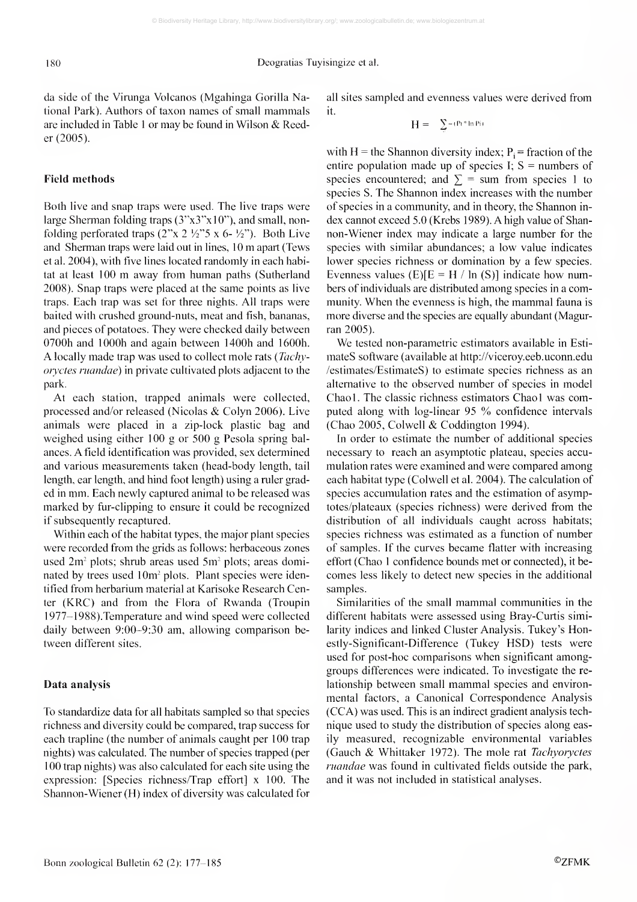da side of the Virunga Volcanos (Mgahinga Gorilla National Park). Authors of taxon names of small mammals are included in Table 1 or may be found in Wilson & Reeder (2005).

### Field methods

Both live and snap traps were used. The live traps were large Sherman folding traps (3"x3"x10"), and small, non-folding perforated traps (2"x 2 ½"5 x 6- ½"). Both Live and Sherman traps were laid out in lines, 10 m apart (Tews et al. 2004), with five lines located randomly in each habitat at least 100 m away from human paths (Sutherland 2008). Snap traps were placed at the same points as live traps. Each trap was set for three nights. All traps were baited with crushed ground-nuts, meat and fish, bananas, and pieces of potatoes. They were checked daily between 0700h and 1000h and again between 1400h and 1600h. A locally made trap was used to collect mole rats (*Tachyoryctes ruandae*) in private cultivated plots adjacent to the park.

At each station, trapped animals were collected, processed and/or released (Nicolas & Colyn 2006). Live animals were placed in a zip-lock plastic bag and weighed using either 100 g or 500 g Pesola spring balances. A field identification was provided, sex determined and various measurements taken (head-body length, tail length, ear length, and hind foot length) using a ruler graded in mm. Each newly captured animal to be released was marked by fur-clipping to ensure it could be recognized if subsequently recaptured.

Within each of the habitat types, the major plant species were recorded from the grids as follows: herbaceous zones used $2m^2$ plots; shrub areas used $5m^2$ plots; areas dominated by trees used $10m^2$ plots. Plant species were identified from herbarium material at Karisoke Research Center (KRC) and from the Flora of Rwanda (Troupin 1977–1988).Temperature and wind speed were collected daily between 9:00–9:30 am, allowing comparison between different sites.

### Data analysis

To standardize data for all habitats sampled so that species richness and diversity could be compared, trap success for each trapline (the number of animals caught per 100 trap nights) was calculated. The number of species trapped (per 100 trap nights) was also calculated for each site using the expression: [Species richness/Trap effort] x 100. The Shannon-Wiener (H) index of diversity was calculated for all sites sampled and evenness values were derived from it.

$$H = \sum -(P_i * \ln P_i)$$

with H = the Shannon diversity index; $P_i$ = fraction of the entire population made up of species I; S = numbers of species encountered; and $\sum$ = sum from species 1 to species S. The Shannon index increases with the number of species in a community, and in theory, the Shannon index cannot exceed 5.0 (Krebs 1989). A high value of Shannon-Wiener index may indicate a large number for the species with similar abundances; a low value indicates lower species richness or domination by a few species. Evenness values (E)[$E = H / \ln(S)$] indicate how numbers of individuals are distributed among species in a community. When the evenness is high, the mammal fauna is more diverse and the species are equally abundant (Magurran 2005).

We tested non-parametric estimators available in EstimateS software (available at http://viceroy.eeb.uconn.edu /estimates/EstimateS) to estimate species richness as an alternative to the observed number of species in model Chao1. The classic richness estimators Chao1 was computed along with log-linear 95 % confidence intervals (Chao 2005, Colwell & Coddington 1994).

In order to estimate the number of additional species necessary to reach an asymptotic plateau, species accumulation rates were examined and were compared among each habitat type (Colwell et al. 2004). The calculation of species accumulation rates and the estimation of asymptotes/plateaux (species richness) were derived from the distribution of all individuals caught across habitats; species richness was estimated as a function of number of samples. If the curves became flatter with increasing effort (Chao 1 confidence bounds met or connected), it becomes less likely to detect new species in the additional samples.

Similarities of the small mammal communities in the different habitats were assessed using Bray-Curtis similarity indices and linked Cluster Analysis. Tukey's Honestly-Significant-Difference (Tukey HSD) tests were used for post-hoc comparisons when significant among-groups differences were indicated. To investigate the relationship between small mammal species and environmental factors, a Canonical Correspondence Analysis (CCA) was used. This is an indirect gradient analysis technique used to study the distribution of species along easily measured, recognizable environmental variables (Gauch & Whittaker 1972). The mole rat *Tachyoryctes ruandae* was found in cultivated fields outside the park, and it was not included in statistical analyses.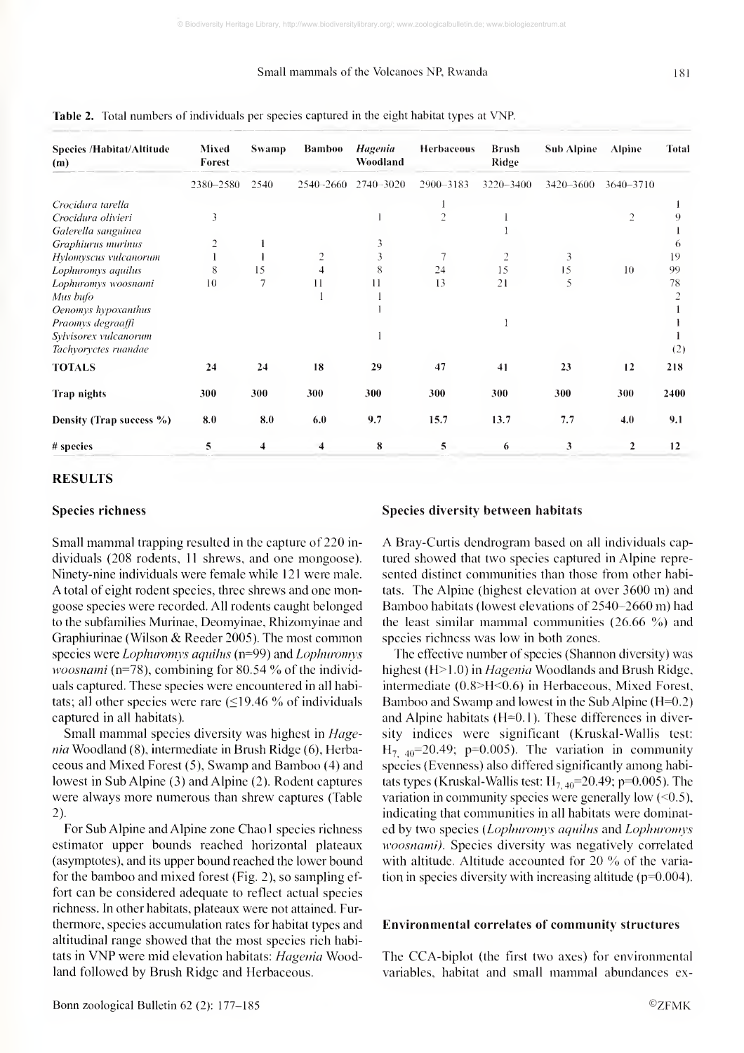**Table 2.** Total numbers of individuals per species captured in the eight habitat types at VNP.

| Species /Habitat/Altitude (m) | Mixed Forest | Swamp | Bamboo | *Hagenia* Woodland | Herbaceous | Brush Ridge | Sub Alpine | Alpine | Total |
|---|---|---|---|---|---|---|---|---|---|
| | 2380–2580 | 2540 | 2540–2660 | 2740–3020 | 2900–3183 | 3220–3400 | 3420–3600 | 3640–3710 | |
| *Crocidura tarella* | | | | | 1 | | | | 1 |
| *Crocidura olivieri* | 3 | | | 1 | 2 | 1 | | 2 | 9 |
| *Galerella sanguinea* | | | | | | 1 | | | 1 |
| *Graphiurus murinus* | 2 | 1 | | 3 | | | | | 6 |
| *Hylomyscus vulcanorum* | 1 | 1 | 2 | 3 | 7 | 2 | 3 | | 19 |
| *Lophuromys aquilus* | 8 | 15 | 4 | 8 | 24 | 15 | 15 | 10 | 99 |
| *Lophuromys woosnami* | 10 | 7 | 11 | 11 | 13 | 21 | 5 | | 78 |
| *Mus bufo* | | | 1 | 1 | | | | | 2 |
| *Oenomys hypoxanthus* | | | | 1 | | | | | 1 |
| *Praomys degraaffi* | | | | | | 1 | | | 1 |
| *Sylvisorex vulcanorum* | | | | 1 | | | | | 1 |
| *Tachyoryctes ruandae* | | | | | | | | | (2) |
| **TOTALS** | **24** | **24** | **18** | **29** | **47** | **41** | **23** | **12** | **218** |
| **Trap nights** | **300** | **300** | **300** | **300** | **300** | **300** | **300** | **300** | **2400** |
| **Density (Trap success %)** | **8.0** | **8.0** | **6.0** | **9.7** | **15.7** | **13.7** | **7.7** | **4.0** | **9.1** |
| **# species** | **5** | **4** | **4** | **8** | **5** | **6** | **3** | **2** | **12** |

## RESULTS

### Species richness

Small mammal trapping resulted in the capture of 220 individuals (208 rodents, 11 shrews, and one mongoose). Ninety-nine individuals were female while 121 were male. A total of eight rodent species, three shrews and one mongoose species were recorded. All rodents caught belonged to the subfamilies Murinae, Deomyinae, Rhizomyinae and Graphiurinae (Wilson & Reeder 2005). The most common species were *Lophuromys aquilus* (n=99) and *Lophuromys woosnami* (n=78), combining for 80.54 % of the individuals captured. These species were encountered in all habitats; all other species were rare (≤19.46 % of individuals captured in all habitats).

Small mammal species diversity was highest in *Hagenia* Woodland (8), intermediate in Brush Ridge (6), Herbaceous and Mixed Forest (5), Swamp and Bamboo (4) and lowest in Sub Alpine (3) and Alpine (2). Rodent captures were always more numerous than shrew captures (Table 2).

For Sub Alpine and Alpine zone Chao1 species richness estimator upper bounds reached horizontal plateaux (asymptotes), and its upper bound reached the lower bound for the bamboo and mixed forest (Fig. 2), so sampling effort can be considered adequate to reflect actual species richness. In other habitats, plateaux were not attained. Furthermore, species accumulation rates for habitat types and altitudinal range showed that the most species rich habitats in VNP were mid elevation habitats: *Hagenia* Woodland followed by Brush Ridge and Herbaceous.

### Species diversity between habitats

A Bray-Curtis dendrogram based on all individuals captured showed that two species captured in Alpine represented distinct communities than those from other habitats. The Alpine (highest elevation at over 3600 m) and Bamboo habitats (lowest elevations of 2540–2660 m) had the least similar mammal communities (26.66 %) and species richness was low in both zones.

The effective number of species (Shannon diversity) was highest (H>1.0) in *Hagenia* Woodlands and Brush Ridge, intermediate (0.8>H<0.6) in Herbaceous, Mixed Forest, Bamboo and Swamp and lowest in the Sub Alpine (H=0.2) and Alpine habitats (H=0.1). These differences in diversity indices were significant (Kruskal-Wallis test: $H_{7,\ 40}$=20.49; p=0.005). The variation in community species (Evenness) also differed significantly among habitats types (Kruskal-Wallis test: $H_{7,\ 40}$=20.49; p=0.005). The variation in community species were generally low (<0.5), indicating that communities in all habitats were dominated by two species (*Lophuromys aquilus* and *Lophuromys woosnami*). Species diversity was negatively correlated with altitude. Altitude accounted for 20 % of the variation in species diversity with increasing altitude (p=0.004).

### Environmental correlates of community structures

The CCA-biplot (the first two axes) for environmental variables, habitat and small mammal abundances ex-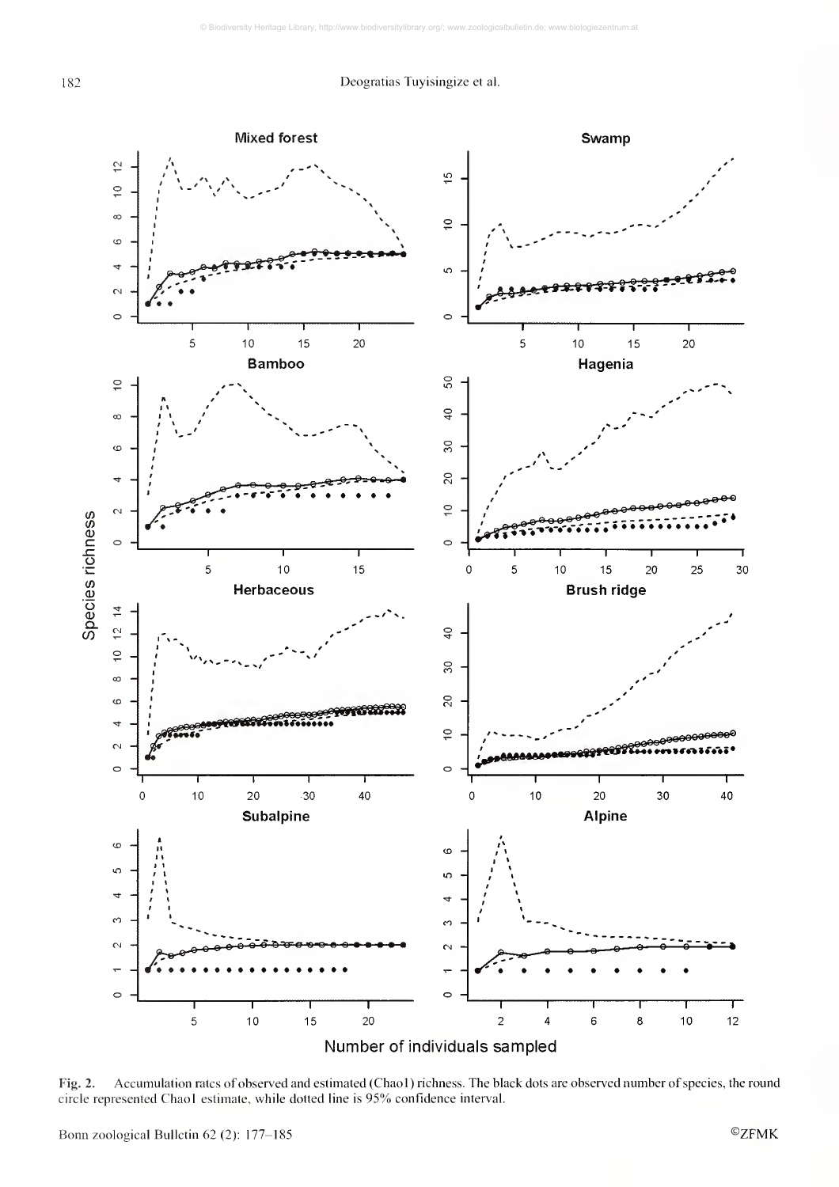**Fig. 2.** Accumulation rates of observed and estimated (Chao1) richness. The black dots are observed number of species, the round circle represented Chao1 estimate, while dotted line is 95% confidence interval.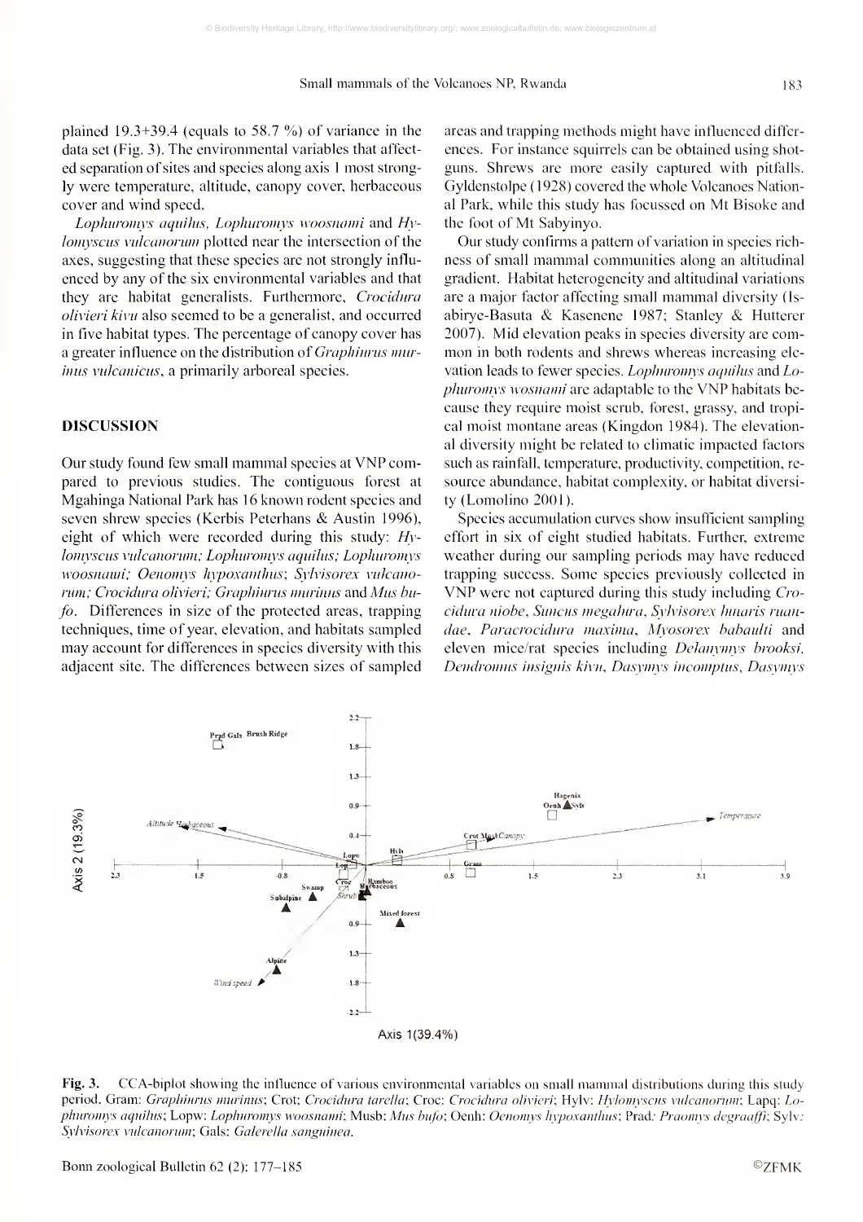plained 19.3+39.4 (equals to 58.7 %) of variance in the data set (Fig. 3). The environmental variables that affected separation of sites and species along axis 1 most strongly were temperature, altitude, canopy cover, herbaceous cover and wind speed.

*Lophuromys aquilus*, *Lophuromys woosnami* and *Hylomyscus vulcanorum* plotted near the intersection of the axes, suggesting that these species are not strongly influenced by any of the six environmental variables and that they are habitat generalists. Furthermore, *Crocidura olivieri kivu* also seemed to be a generalist, and occurred in five habitat types. The percentage of canopy cover has a greater influence on the distribution of *Graphiurus murinus vulcanicus*, a primarily arboreal species.

## DISCUSSION

Our study found few small mammal species at VNP compared to previous studies. The contiguous forest at Mgahinga National Park has 16 known rodent species and seven shrew species (Kerbis Peterhans & Austin 1996), eight of which were recorded during this study: *Hylomyscus vulcanorum; Lophuromys aquilus; Lophuromys woosnami; Oenomys hypoxanthus*; *Sylvisorex vulcanorum; Crocidura olivieri; Graphiurus murinus* and *Mus bufo*. Differences in size of the protected areas, trapping techniques, time of year, elevation, and habitats sampled may account for differences in species diversity with this adjacent site. The differences between sizes of sampled areas and trapping methods might have influenced differences. For instance squirrels can be obtained using shotguns. Shrews are more easily captured with pitfalls. Gyldenstolpe (1928) covered the whole Volcanoes National Park, while this study has focussed on Mt Bisoke and the foot of Mt Sabyinyo.

Our study confirms a pattern of variation in species richness of small mammal communities along an altitudinal gradient. Habitat heterogeneity and altitudinal variations are a major factor affecting small mammal diversity (Isabirye-Basuta & Kasenene 1987; Stanley & Hutterer 2007). Mid elevation peaks in species diversity are common in both rodents and shrews whereas increasing elevation leads to fewer species. *Lophuromys aquilus* and *Lophuromys wosnami* are adaptable to the VNP habitats because they require moist scrub, forest, grassy, and tropical moist montane areas (Kingdon 1984). The elevational diversity might be related to climatic impacted factors such as rainfall, temperature, productivity, competition, resource abundance, habitat complexity, or habitat diversity (Lomolino 2001).

Species accumulation curves show insufficient sampling effort in six of eight studied habitats. Further, extreme weather during our sampling periods may have reduced trapping success. Some species previously collected in VNP were not captured during this study including *Crocidura niobe*, *Suncus megalura*, *Sylvisorex lunaris ruandae*, *Paracrocidura maxima*, *Myosorex babaulti* and eleven mice/rat species including *Delanymys brooksi*, *Dendromus insignis kivu*, *Dasymys incomptus*, *Dasymys*

**Fig. 3.** CCA-biplot showing the influence of various environmental variables on small mammal distributions during this study period. Gram: *Graphiurus murinus*; Crot; *Crocidura tarella*; Croc: *Crocidura olivieri*; Hylv: *Hylomyscus vulcanorum*; Lapq: *Lophuromys aquilus*; Lopw: *Lophuromys woosnami*; Musb: *Mus bufo*; Oenh: *Oenomys hypoxanthus*; Prad: *Praomys degraaffi*; Sylv: *Sylvisorex vulcanorum*; Gals: *Galerella sanguinea*.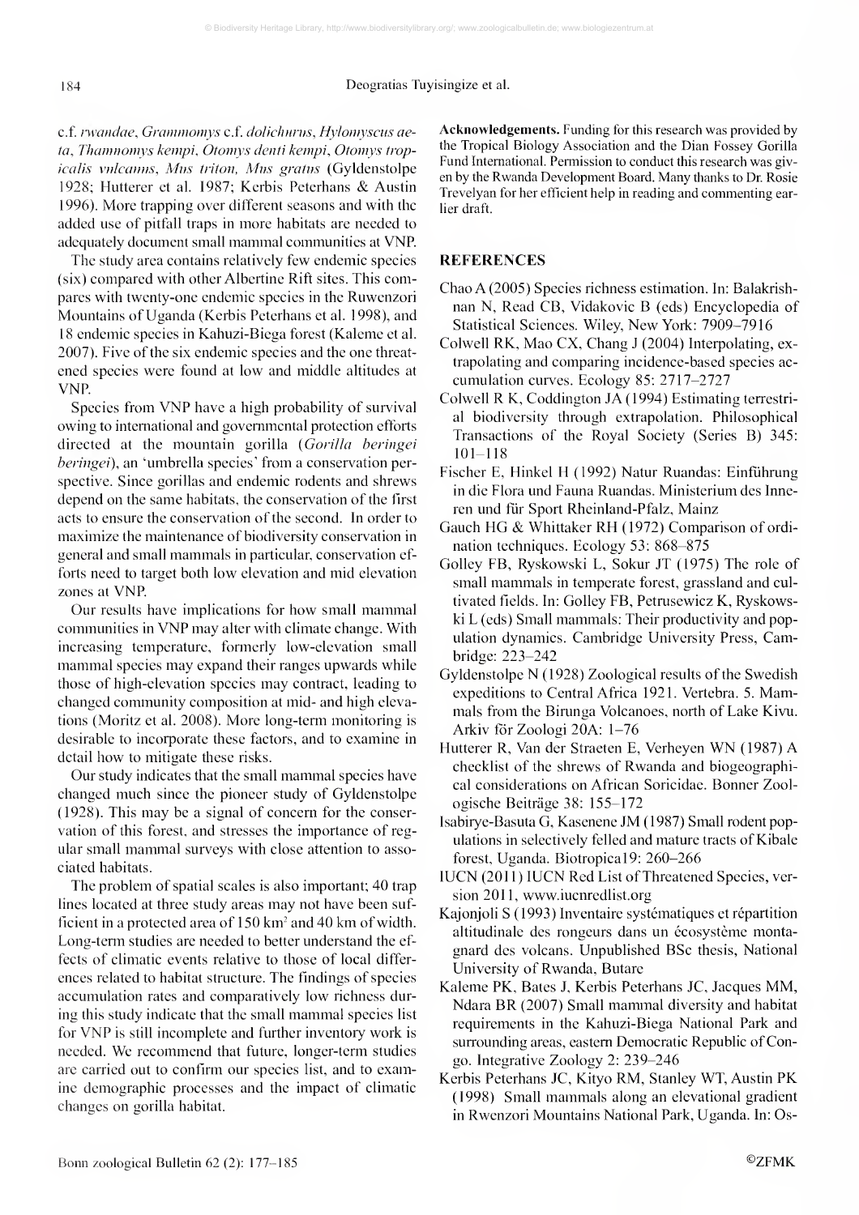c.f. *rwandae*, *Grammomys* c.f. *dolichurus*, *Hylomyscus aeta*, *Thamnomys kempi*, *Otomys denti kempi*, *Otomys tropicalis vulcanus*, *Mus triton*, *Mus gratus* (Gyldenstolpe 1928; Hutterer et al. 1987; Kerbis Peterhans & Austin 1996). More trapping over different seasons and with the added use of pitfall traps in more habitats are needed to adequately document small mammal communities at VNP.

The study area contains relatively few endemic species (six) compared with other Albertine Rift sites. This compares with twenty-one endemic species in the Ruwenzori Mountains of Uganda (Kerbis Peterhans et al. 1998), and 18 endemic species in Kahuzi-Biega forest (Kaleme et al. 2007). Five of the six endemic species and the one threatened species were found at low and middle altitudes at VNP.

Species from VNP have a high probability of survival owing to international and governmental protection efforts directed at the mountain gorilla (*Gorilla beringei beringei*), an 'umbrella species' from a conservation perspective. Since gorillas and endemic rodents and shrews depend on the same habitats, the conservation of the first acts to ensure the conservation of the second. In order to maximize the maintenance of biodiversity conservation in general and small mammals in particular, conservation efforts need to target both low elevation and mid elevation zones at VNP.

Our results have implications for how small mammal communities in VNP may alter with climate change. With increasing temperature, formerly low-elevation small mammal species may expand their ranges upwards while those of high-elevation species may contract, leading to changed community composition at mid- and high elevations (Moritz et al. 2008). More long-term monitoring is desirable to incorporate these factors, and to examine in detail how to mitigate these risks.

Our study indicates that the small mammal species have changed much since the pioneer study of Gyldenstolpe (1928). This may be a signal of concern for the conservation of this forest, and stresses the importance of regular small mammal surveys with close attention to associated habitats.

The problem of spatial scales is also important; 40 trap lines located at three study areas may not have been sufficient in a protected area of 150 km² and 40 km of width. Long-term studies are needed to better understand the effects of climatic events relative to those of local differences related to habitat structure. The findings of species accumulation rates and comparatively low richness during this study indicate that the small mammal species list for VNP is still incomplete and further inventory work is needed. We recommend that future, longer-term studies are carried out to confirm our species list, and to examine demographic processes and the impact of climatic changes on gorilla habitat.

**Acknowledgements.** Funding for this research was provided by the Tropical Biology Association and the Dian Fossey Gorilla Fund International. Permission to conduct this research was given by the Rwanda Development Board. Many thanks to Dr. Rosie Trevelyan for her efficient help in reading and commenting earlier draft.

## REFERENCES

Chao A (2005) Species richness estimation. In: Balakrishnan N, Read CB, Vidakovic B (eds) Encyclopedia of Statistical Sciences. Wiley, New York: 7909–7916

Colwell RK, Mao CX, Chang J (2004) Interpolating, extrapolating and comparing incidence-based species accumulation curves. Ecology 85: 2717–2727

Colwell R K, Coddington JA (1994) Estimating terrestrial biodiversity through extrapolation. Philosophical Transactions of the Royal Society (Series B) 345: 101–118

Fischer E, Hinkel H (1992) Natur Ruandas: Einführung in die Flora und Fauna Ruandas. Ministerium des Inneren und für Sport Rheinland-Pfalz, Mainz

Gauch HG & Whittaker RH (1972) Comparison of ordination techniques. Ecology 53: 868–875

Golley FB, Ryskowski L, Sokur JT (1975) The role of small mammals in temperate forest, grassland and cultivated fields. In: Golley FB, Petrusewicz K, Ryskowski L (eds) Small mammals: Their productivity and population dynamics. Cambridge University Press, Cambridge: 223–242

Gyldenstolpe N (1928) Zoological results of the Swedish expeditions to Central Africa 1921. Vertebra. 5. Mammals from the Birunga Volcanoes, north of Lake Kivu. Arkiv för Zoologi 20A: 1–76

Hutterer R, Van der Straeten E, Verheyen WN (1987) A checklist of the shrews of Rwanda and biogeographical considerations on African Soricidae. Bonner Zoologische Beiträge 38: 155–172

Isabirye-Basuta G, Kasenene JM (1987) Small rodent populations in selectively felled and mature tracts of Kibale forest, Uganda. Biotropica19: 260–266

IUCN (2011) IUCN Red List of Threatened Species, version 2011, www.iucnredlist.org

Kajonjoli S (1993) Inventaire systématiques et répartition altitudinale des rongeurs dans un écosystème montagnard des volcans. Unpublished BSc thesis, National University of Rwanda, Butare

Kaleme PK, Bates J, Kerbis Peterhans JC, Jacques MM, Ndara BR (2007) Small mammal diversity and habitat requirements in the Kahuzi-Biega National Park and surrounding areas, eastern Democratic Republic of Congo. Integrative Zoology 2: 239–246

Kerbis Peterhans JC, Kityo RM, Stanley WT, Austin PK (1998) Small mammals along an elevational gradient in Rwenzori Mountains National Park, Uganda. In: Os-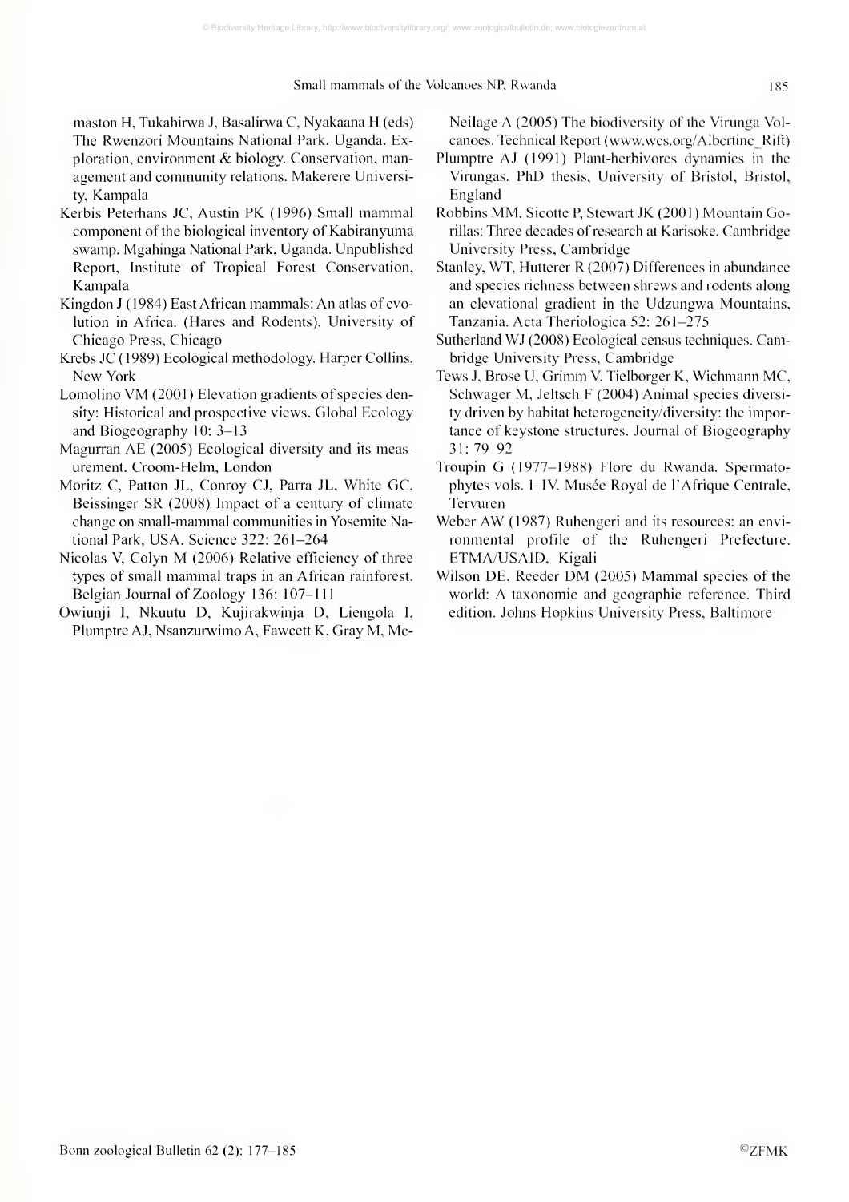maston H, Tukahirwa J, Basalirwa C, Nyakaana H (eds) The Rwenzori Mountains National Park, Uganda. Exploration, environment & biology. Conservation, management and community relations. Makerere University, Kampala

Kerbis Peterhans JC, Austin PK (1996) Small mammal component of the biological inventory of Kabiranyuma swamp, Mgahinga National Park, Uganda. Unpublished Report, Institute of Tropical Forest Conservation, Kampala

Kingdon J (1984) East African mammals: An atlas of evolution in Africa. (Hares and Rodents). University of Chicago Press, Chicago

Krebs JC (1989) Ecological methodology. Harper Collins, New York

Lomolino VM (2001) Elevation gradients of species density: Historical and prospective views. Global Ecology and Biogeography 10: 3–13

Magurran AE (2005) Ecological diversity and its measurement. Croom-Helm, London

Moritz C, Patton JL, Conroy CJ, Parra JL, White GC, Beissinger SR (2008) Impact of a century of climate change on small-mammal communities in Yosemite National Park, USA. Science 322: 261–264

Nicolas V, Colyn M (2006) Relative efficiency of three types of small mammal traps in an African rainforest. Belgian Journal of Zoology 136: 107–111

Owiunji I, Nkuutu D, Kujirakwinja D, Liengola I, Plumptre AJ, Nsanzurwimo A, Fawcett K, Gray M, McNeilage A (2005) The biodiversity of the Virunga Volcanoes. Technical Report (www.wcs.org/Albertine_Rift)

Plumptre AJ (1991) Plant-herbivores dynamics in the Virungas. PhD thesis, University of Bristol, Bristol, England

Robbins MM, Sicotte P, Stewart JK (2001) Mountain Gorillas: Three decades of research at Karisoke. Cambridge University Press, Cambridge

Stanley, WT, Hutterer R (2007) Differences in abundance and species richness between shrews and rodents along an elevational gradient in the Udzungwa Mountains, Tanzania. Acta Theriologica 52: 261–275

Sutherland WJ (2008) Ecological census techniques. Cambridge University Press, Cambridge

Tews J, Brose U, Grimm V, Tielborger K, Wichmann MC, Schwager M, Jeltsch F (2004) Animal species diversity driven by habitat heterogeneity/diversity: the importance of keystone structures. Journal of Biogeography 31: 79–92

Troupin G (1977–1988) Flore du Rwanda. Spermatophytes vols. I–IV. Musée Royal de l'Afrique Centrale, Tervuren

Weber AW (1987) Ruhengeri and its resources: an environmental profile of the Ruhengeri Prefecture. ETMA/USAID, Kigali

Wilson DE, Reeder DM (2005) Mammal species of the world: A taxonomic and geographic reference. Third edition. Johns Hopkins University Press, Baltimore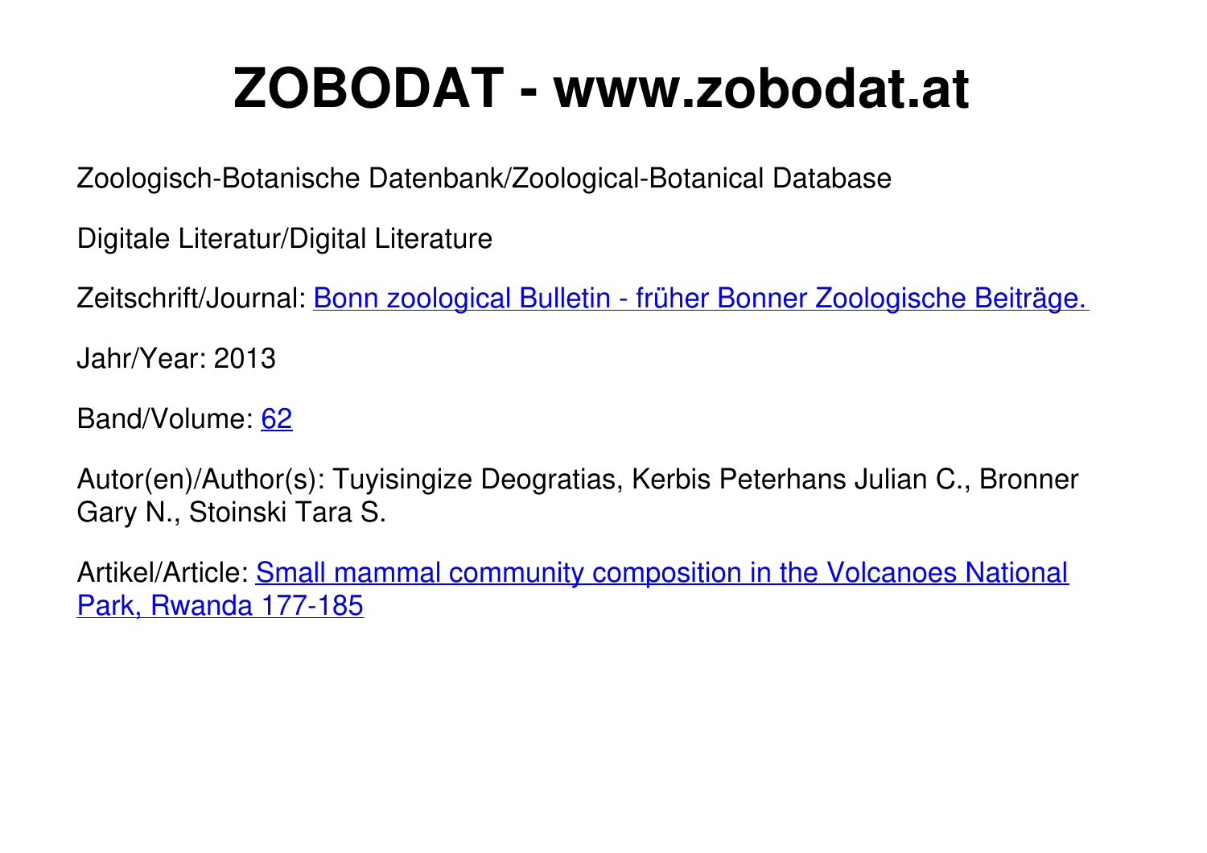# ZOBODAT - www.zobodat.at

Zoologisch-Botanische Datenbank/Zoological-Botanical Database

Digitale Literatur/Digital Literature

Zeitschrift/Journal: Bonn zoological Bulletin - früher Bonner Zoologische Beiträge.

Jahr/Year: 2013

Band/Volume: 62

Autor(en)/Author(s): Tuyisingize Deogratias, Kerbis Peterhans Julian C., Bronner Gary N., Stoinski Tara S.

Artikel/Article: Small mammal community composition in the Volcanoes National Park, Rwanda 177-185